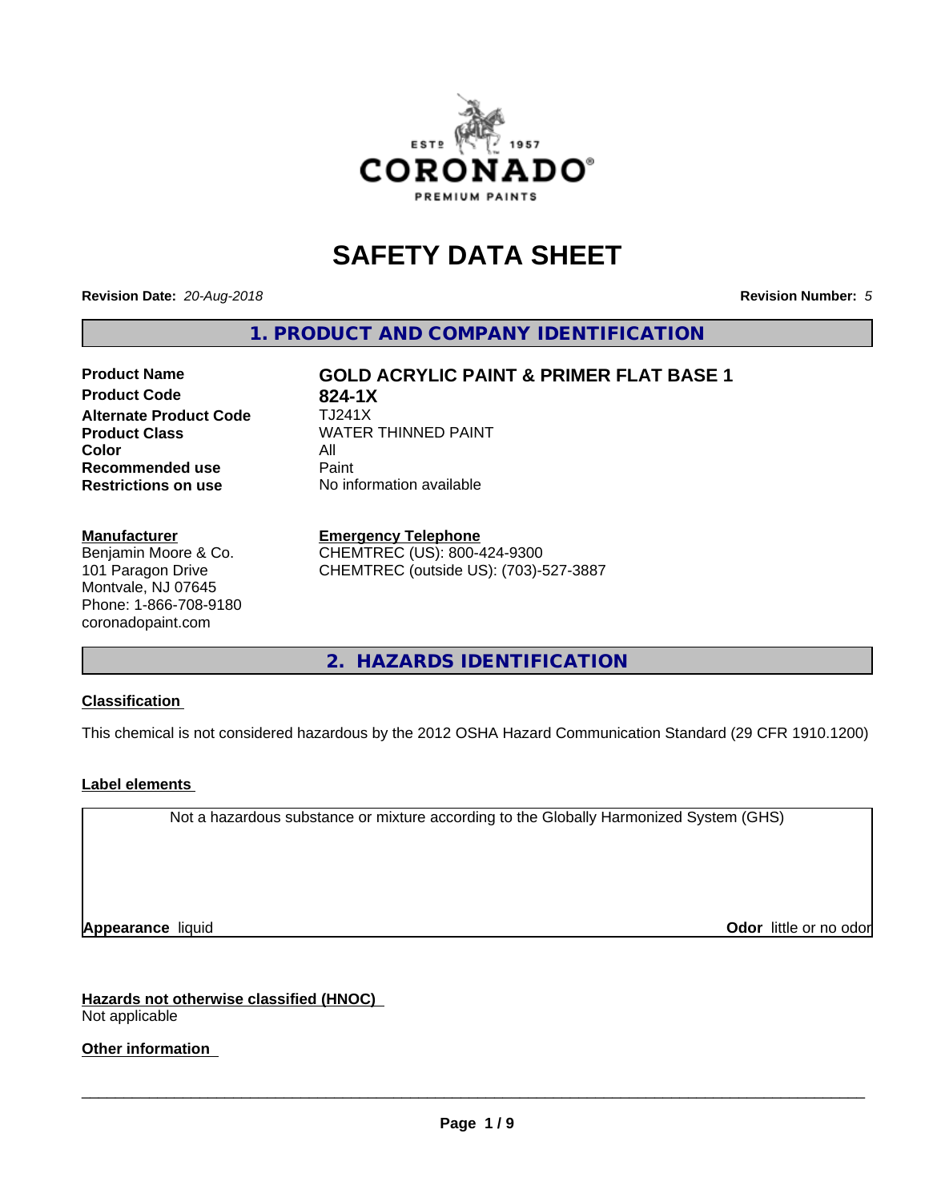# SAFETY DATA SHEET

**Revision Date:** *20-Aug-2018* **Revision Number:** *5*

## 1. PRODUCT AND COMPANY IDENTIFICATION

| | |
|---|---|
| **Product Name** | **GOLD ACRYLIC PAINT & PRIMER FLAT BASE 1** |
| **Product Code** | **824-1X** |
| **Alternate Product Code** | TJ241X |
| **Product Class** | WATER THINNED PAINT |
| **Color** | All |
| **Recommended use** | Paint |
| **Restrictions on use** | No information available |

**Manufacturer**
Benjamin Moore & Co.
101 Paragon Drive
Montvale, NJ 07645
Phone: 1-866-708-9180
coronadopaint.com

**Emergency Telephone**
CHEMTREC (US): 800-424-9300
CHEMTREC (outside US): (703)-527-3887

## 2. HAZARDS IDENTIFICATION

**Classification**

This chemical is not considered hazardous by the 2012 OSHA Hazard Communication Standard (29 CFR 1910.1200)

**Label elements**

Not a hazardous substance or mixture according to the Globally Harmonized System (GHS)

**Appearance** liquid **Odor** little or no odor

**Hazards not otherwise classified (HNOC)**
Not applicable

**Other information**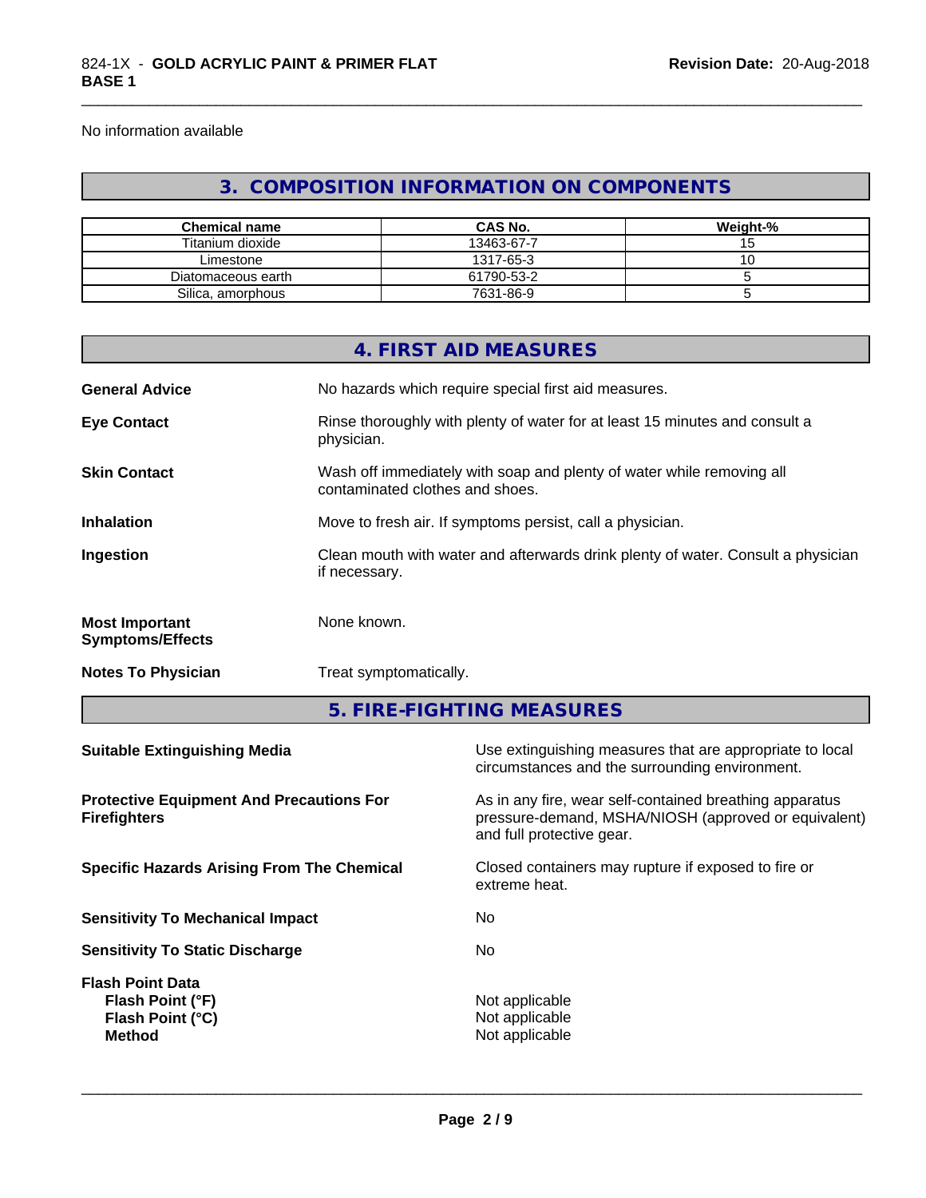No information available

## 3. COMPOSITION INFORMATION ON COMPONENTS

| Chemical name | CAS No. | Weight-% |
|---|---|---|
| Titanium dioxide | 13463-67-7 | 15 |
| Limestone | 1317-65-3 | 10 |
| Diatomaceous earth | 61790-53-2 | 5 |
| Silica, amorphous | 7631-86-9 | 5 |

## 4. FIRST AID MEASURES

**General Advice** No hazards which require special first aid measures.

**Eye Contact** Rinse thoroughly with plenty of water for at least 15 minutes and consult a physician.

**Skin Contact** Wash off immediately with soap and plenty of water while removing all contaminated clothes and shoes.

**Inhalation** Move to fresh air. If symptoms persist, call a physician.

**Ingestion** Clean mouth with water and afterwards drink plenty of water. Consult a physician if necessary.

**Most Important Symptoms/Effects** None known.

**Notes To Physician** Treat symptomatically.

## 5. FIRE-FIGHTING MEASURES

**Suitable Extinguishing Media** Use extinguishing measures that are appropriate to local circumstances and the surrounding environment.

**Protective Equipment And Precautions For Firefighters** As in any fire, wear self-contained breathing apparatus pressure-demand, MSHA/NIOSH (approved or equivalent) and full protective gear.

**Specific Hazards Arising From The Chemical** Closed containers may rupture if exposed to fire or extreme heat.

**Sensitivity To Mechanical Impact** No

**Sensitivity To Static Discharge** No

**Flash Point Data**
**Flash Point (°F)** Not applicable
**Flash Point (°C)** Not applicable
**Method** Not applicable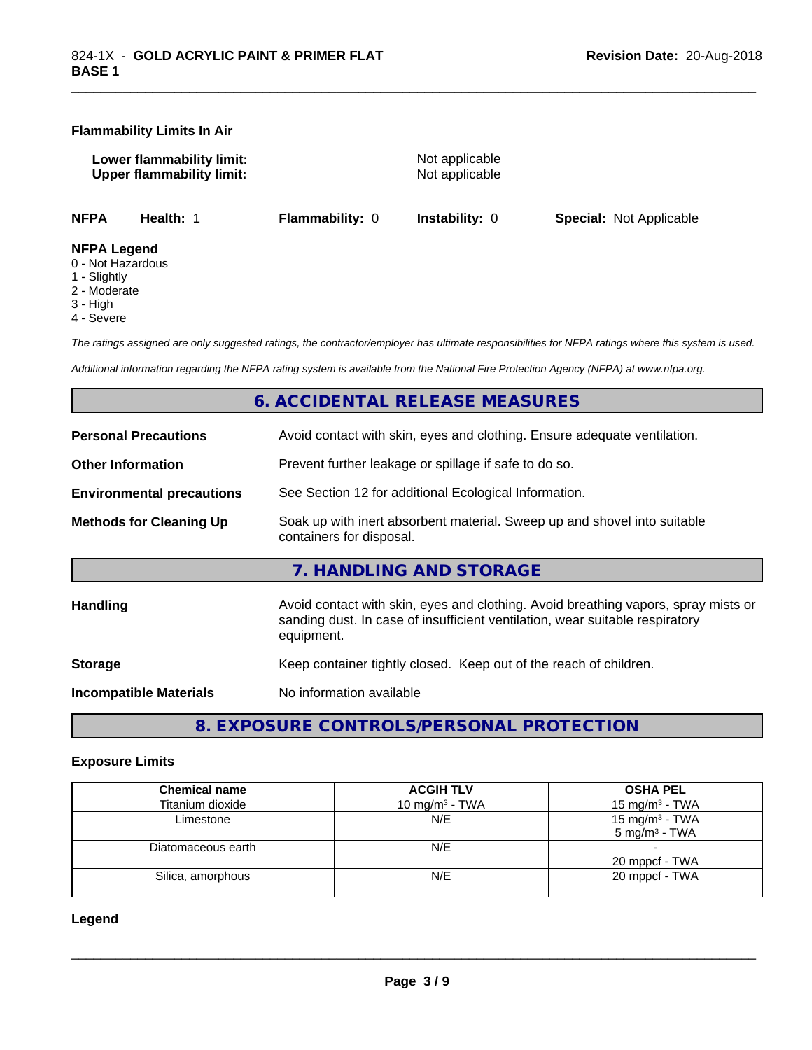**Flammability Limits In Air**

**Lower flammability limit:** Not applicable
**Upper flammability limit:** Not applicable

**NFPA** **Health:** 1 **Flammability:** 0 **Instability:** 0 **Special:** Not Applicable

**NFPA Legend**
0 - Not Hazardous
1 - Slightly
2 - Moderate
3 - High
4 - Severe

*The ratings assigned are only suggested ratings, the contractor/employer has ultimate responsibilities for NFPA ratings where this system is used.*

*Additional information regarding the NFPA rating system is available from the National Fire Protection Agency (NFPA) at www.nfpa.org.*

## 6. ACCIDENTAL RELEASE MEASURES

**Personal Precautions** Avoid contact with skin, eyes and clothing. Ensure adequate ventilation.

**Other Information** Prevent further leakage or spillage if safe to do so.

**Environmental precautions** See Section 12 for additional Ecological Information.

**Methods for Cleaning Up** Soak up with inert absorbent material. Sweep up and shovel into suitable containers for disposal.

## 7. HANDLING AND STORAGE

**Handling** Avoid contact with skin, eyes and clothing. Avoid breathing vapors, spray mists or sanding dust. In case of insufficient ventilation, wear suitable respiratory equipment.

**Storage** Keep container tightly closed. Keep out of the reach of children.

**Incompatible Materials** No information available

## 8. EXPOSURE CONTROLS/PERSONAL PROTECTION

**Exposure Limits**

| Chemical name | ACGIH TLV | OSHA PEL |
|---|---|---|
| Titanium dioxide | 10 mg/m³ - TWA | 15 mg/m³ - TWA |
| Limestone | N/E | 15 mg/m³ - TWA<br>5 mg/m³ - TWA |
| Diatomaceous earth | N/E | -<br>20 mppcf - TWA |
| Silica, amorphous | N/E | 20 mppcf - TWA |

**Legend**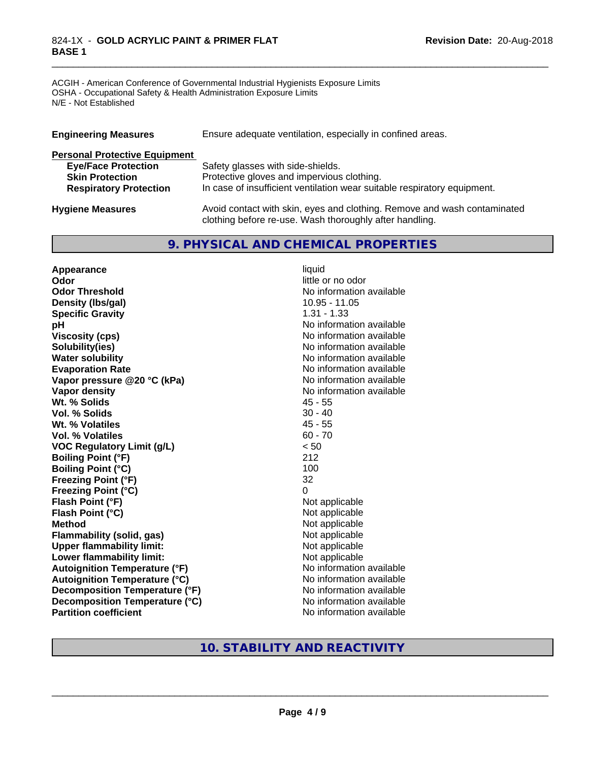ACGIH - American Conference of Governmental Industrial Hygienists Exposure Limits
OSHA - Occupational Safety & Health Administration Exposure Limits
N/E - Not Established

| | |
|---|---|
| **Engineering Measures** | Ensure adequate ventilation, especially in confined areas. |
| **Personal Protective Equipment** | |
| **Eye/Face Protection** | Safety glasses with side-shields. |
| **Skin Protection** | Protective gloves and impervious clothing. |
| **Respiratory Protection** | In case of insufficient ventilation wear suitable respiratory equipment. |
| **Hygiene Measures** | Avoid contact with skin, eyes and clothing. Remove and wash contaminated clothing before re-use. Wash thoroughly after handling. |

## 9. PHYSICAL AND CHEMICAL PROPERTIES

| | |
|---|---|
| **Appearance** | liquid |
| **Odor** | little or no odor |
| **Odor Threshold** | No information available |
| **Density (lbs/gal)** | 10.95 - 11.05 |
| **Specific Gravity** | 1.31 - 1.33 |
| **pH** | No information available |
| **Viscosity (cps)** | No information available |
| **Solubility(ies)** | No information available |
| **Water solubility** | No information available |
| **Evaporation Rate** | No information available |
| **Vapor pressure @20 °C (kPa)** | No information available |
| **Vapor density** | No information available |
| **Wt. % Solids** | 45 - 55 |
| **Vol. % Solids** | 30 - 40 |
| **Wt. % Volatiles** | 45 - 55 |
| **Vol. % Volatiles** | 60 - 70 |
| **VOC Regulatory Limit (g/L)** | < 50 |
| **Boiling Point (°F)** | 212 |
| **Boiling Point (°C)** | 100 |
| **Freezing Point (°F)** | 32 |
| **Freezing Point (°C)** | 0 |
| **Flash Point (°F)** | Not applicable |
| **Flash Point (°C)** | Not applicable |
| **Method** | Not applicable |
| **Flammability (solid, gas)** | Not applicable |
| **Upper flammability limit:** | Not applicable |
| **Lower flammability limit:** | Not applicable |
| **Autoignition Temperature (°F)** | No information available |
| **Autoignition Temperature (°C)** | No information available |
| **Decomposition Temperature (°F)** | No information available |
| **Decomposition Temperature (°C)** | No information available |
| **Partition coefficient** | No information available |

## 10. STABILITY AND REACTIVITY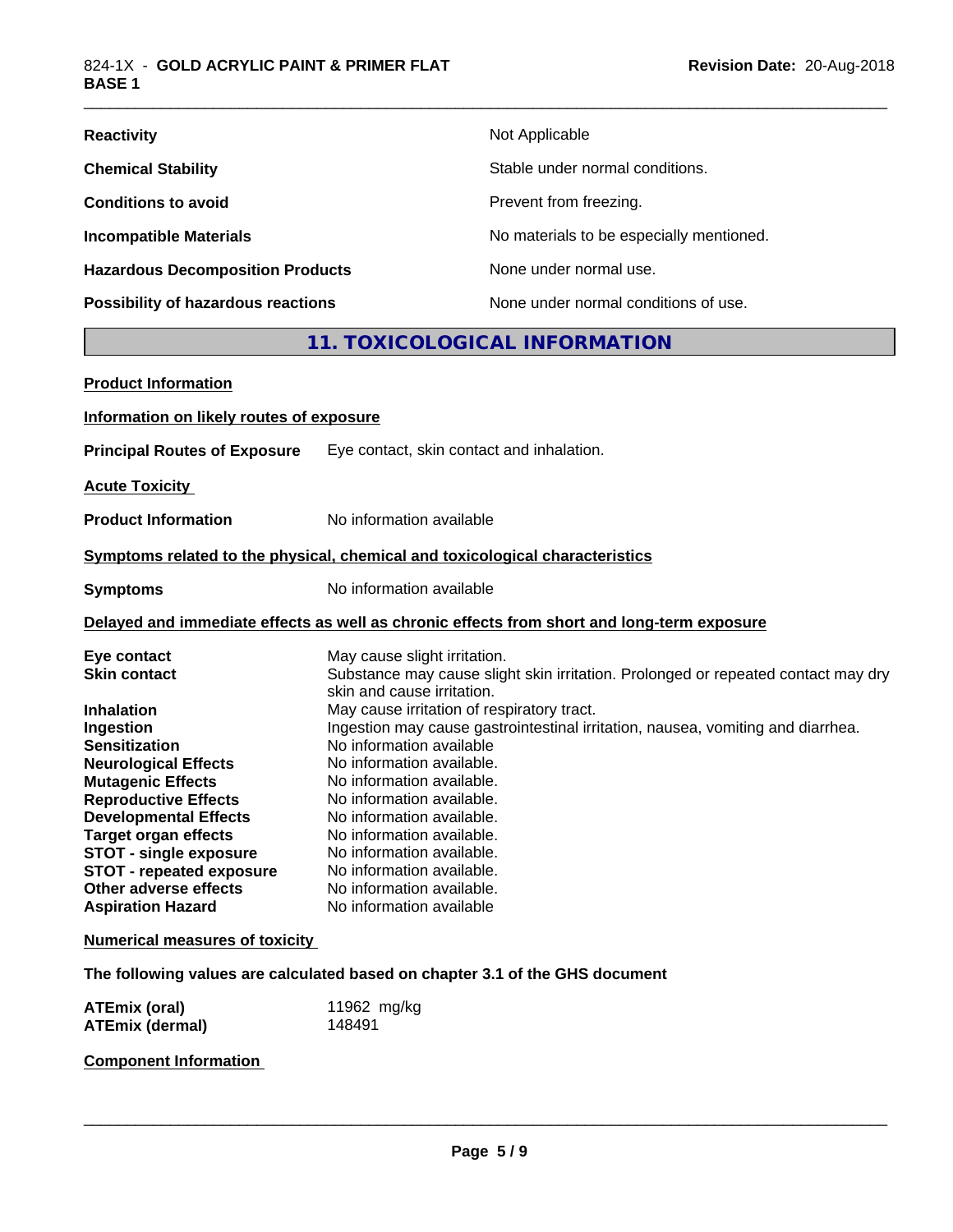| | |
|---|---|
| **Reactivity** | Not Applicable |
| **Chemical Stability** | Stable under normal conditions. |
| **Conditions to avoid** | Prevent from freezing. |
| **Incompatible Materials** | No materials to be especially mentioned. |
| **Hazardous Decomposition Products** | None under normal use. |
| **Possibility of hazardous reactions** | None under normal conditions of use. |

## 11. TOXICOLOGICAL INFORMATION

**Product Information**

**Information on likely routes of exposure**

**Principal Routes of Exposure** Eye contact, skin contact and inhalation.

**Acute Toxicity**

**Product Information** No information available

**Symptoms related to the physical, chemical and toxicological characteristics**

**Symptoms** No information available

**Delayed and immediate effects as well as chronic effects from short and long-term exposure**

| | |
|---|---|
| **Eye contact** | May cause slight irritation. |
| **Skin contact** | Substance may cause slight skin irritation. Prolonged or repeated contact may dry skin and cause irritation. |
| **Inhalation** | May cause irritation of respiratory tract. |
| **Ingestion** | Ingestion may cause gastrointestinal irritation, nausea, vomiting and diarrhea. |
| **Sensitization** | No information available |
| **Neurological Effects** | No information available. |
| **Mutagenic Effects** | No information available. |
| **Reproductive Effects** | No information available. |
| **Developmental Effects** | No information available. |
| **Target organ effects** | No information available. |
| **STOT - single exposure** | No information available. |
| **STOT - repeated exposure** | No information available. |
| **Other adverse effects** | No information available. |
| **Aspiration Hazard** | No information available |

**Numerical measures of toxicity**

**The following values are calculated based on chapter 3.1 of the GHS document**

| | |
|---|---|
| **ATEmix (oral)** | 11962 mg/kg |
| **ATEmix (dermal)** | 148491 |

**Component Information**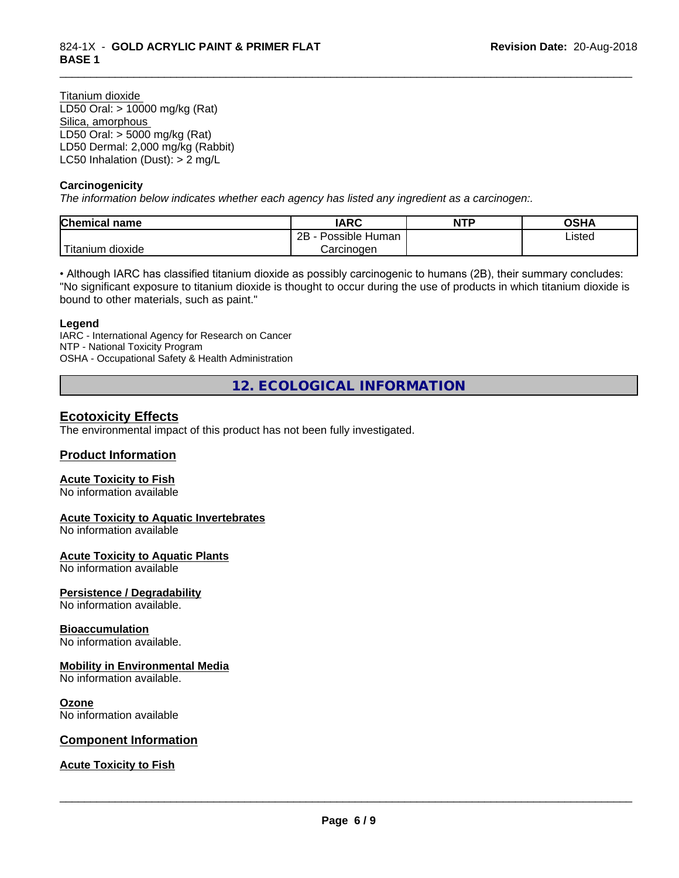Titanium dioxide
LD50 Oral: > 10000 mg/kg (Rat)
Silica, amorphous
LD50 Oral: > 5000 mg/kg (Rat)
LD50 Dermal: 2,000 mg/kg (Rabbit)
LC50 Inhalation (Dust): > 2 mg/L

**Carcinogenicity**

*The information below indicates whether each agency has listed any ingredient as a carcinogen:.*

| Chemical name | IARC | NTP | OSHA |
|---|---|---|---|
| Titanium dioxide | 2B - Possible Human Carcinogen | | Listed |

• Although IARC has classified titanium dioxide as possibly carcinogenic to humans (2B), their summary concludes: "No significant exposure to titanium dioxide is thought to occur during the use of products in which titanium dioxide is bound to other materials, such as paint."

**Legend**

IARC - International Agency for Research on Cancer
NTP - National Toxicity Program
OSHA - Occupational Safety & Health Administration

## 12. ECOLOGICAL INFORMATION

### Ecotoxicity Effects

The environmental impact of this product has not been fully investigated.

### Product Information

**Acute Toxicity to Fish**

No information available

**Acute Toxicity to Aquatic Invertebrates**

No information available

**Acute Toxicity to Aquatic Plants**

No information available

**Persistence / Degradability**

No information available.

**Bioaccumulation**

No information available.

**Mobility in Environmental Media**

No information available.

**Ozone**

No information available

### Component Information

**Acute Toxicity to Fish**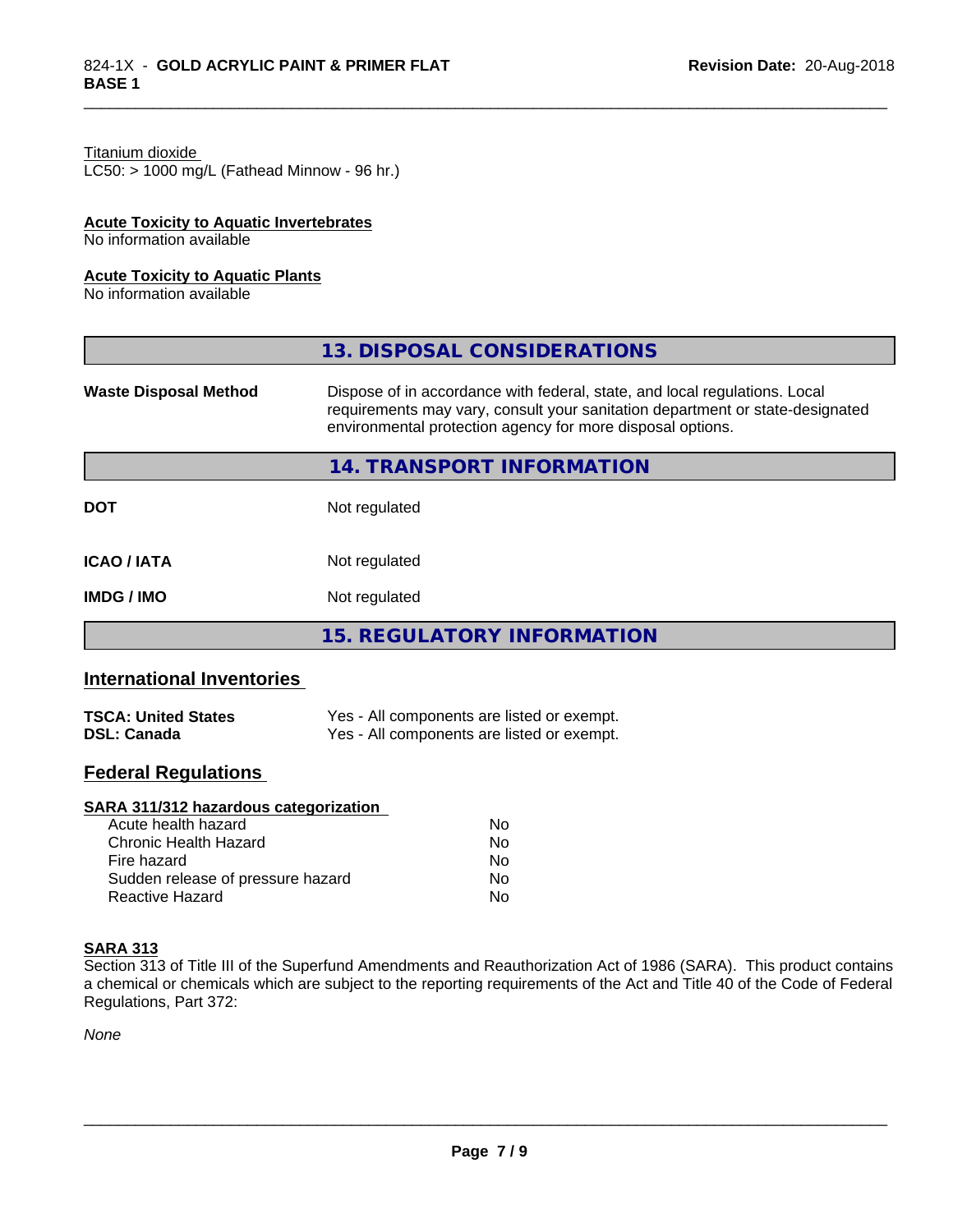Titanium dioxide
LC50: > 1000 mg/L (Fathead Minnow - 96 hr.)

**Acute Toxicity to Aquatic Invertebrates**
No information available

**Acute Toxicity to Aquatic Plants**
No information available

## 13. DISPOSAL CONSIDERATIONS

| | |
|---|---|
| **Waste Disposal Method** | Dispose of in accordance with federal, state, and local regulations. Local requirements may vary, consult your sanitation department or state-designated environmental protection agency for more disposal options. |

## 14. TRANSPORT INFORMATION

| | |
|---|---|
| **DOT** | Not regulated |
| **ICAO / IATA** | Not regulated |
| **IMDG / IMO** | Not regulated |

## 15. REGULATORY INFORMATION

### International Inventories

| | |
|---|---|
| **TSCA: United States** | Yes - All components are listed or exempt. |
| **DSL: Canada** | Yes - All components are listed or exempt. |

### Federal Regulations

**SARA 311/312 hazardous categorization**

| | |
|---|---|
| Acute health hazard | No |
| Chronic Health Hazard | No |
| Fire hazard | No |
| Sudden release of pressure hazard | No |
| Reactive Hazard | No |

**SARA 313**
Section 313 of Title III of the Superfund Amendments and Reauthorization Act of 1986 (SARA). This product contains a chemical or chemicals which are subject to the reporting requirements of the Act and Title 40 of the Code of Federal Regulations, Part 372:

*None*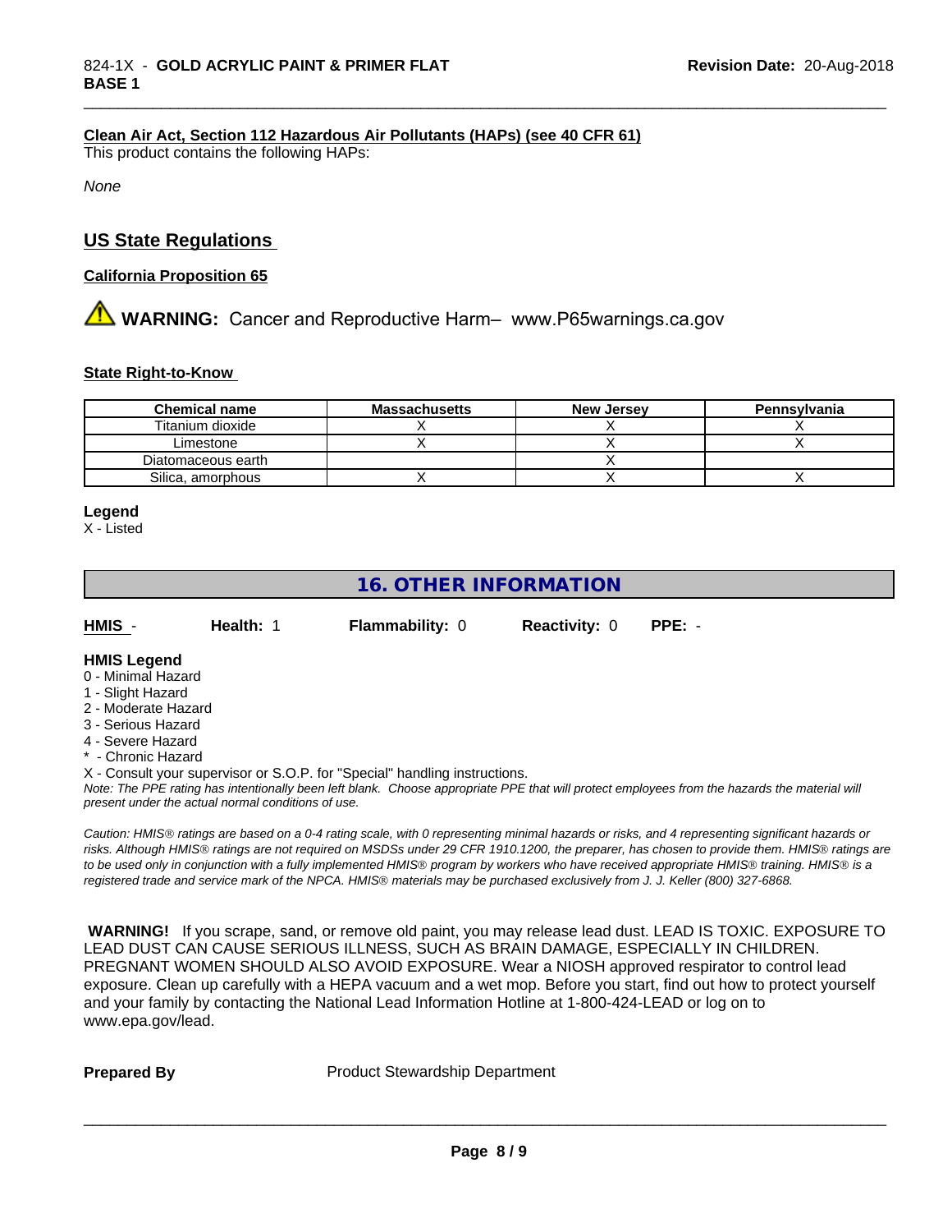**Clean Air Act, Section 112 Hazardous Air Pollutants (HAPs) (see 40 CFR 61)**

This product contains the following HAPs:

*None*

## US State Regulations

**California Proposition 65**

⚠ **WARNING:** Cancer and Reproductive Harm– www.P65warnings.ca.gov

**State Right-to-Know**

| Chemical name | Massachusetts | New Jersey | Pennsylvania |
|---|---|---|---|
| Titanium dioxide | X | X | X |
| Limestone | X | X | X |
| Diatomaceous earth | | X | |
| Silica, amorphous | X | X | X |

**Legend**

X - Listed

# 16. OTHER INFORMATION

**HMIS** - **Health:** 1 **Flammability:** 0 **Reactivity:** 0 **PPE:** -

**HMIS Legend**

0 - Minimal Hazard
1 - Slight Hazard
2 - Moderate Hazard
3 - Serious Hazard
4 - Severe Hazard
* - Chronic Hazard
X - Consult your supervisor or S.O.P. for "Special" handling instructions.

*Note: The PPE rating has intentionally been left blank. Choose appropriate PPE that will protect employees from the hazards the material will present under the actual normal conditions of use.*

*Caution: HMIS® ratings are based on a 0-4 rating scale, with 0 representing minimal hazards or risks, and 4 representing significant hazards or risks. Although HMIS® ratings are not required on MSDSs under 29 CFR 1910.1200, the preparer, has chosen to provide them. HMIS® ratings are to be used only in conjunction with a fully implemented HMIS® program by workers who have received appropriate HMIS® training. HMIS® is a registered trade and service mark of the NPCA. HMIS® materials may be purchased exclusively from J. J. Keller (800) 327-6868.*

**WARNING!** If you scrape, sand, or remove old paint, you may release lead dust. LEAD IS TOXIC. EXPOSURE TO LEAD DUST CAN CAUSE SERIOUS ILLNESS, SUCH AS BRAIN DAMAGE, ESPECIALLY IN CHILDREN. PREGNANT WOMEN SHOULD ALSO AVOID EXPOSURE. Wear a NIOSH approved respirator to control lead exposure. Clean up carefully with a HEPA vacuum and a wet mop. Before you start, find out how to protect yourself and your family by contacting the National Lead Information Hotline at 1-800-424-LEAD or log on to www.epa.gov/lead.

**Prepared By** Product Stewardship Department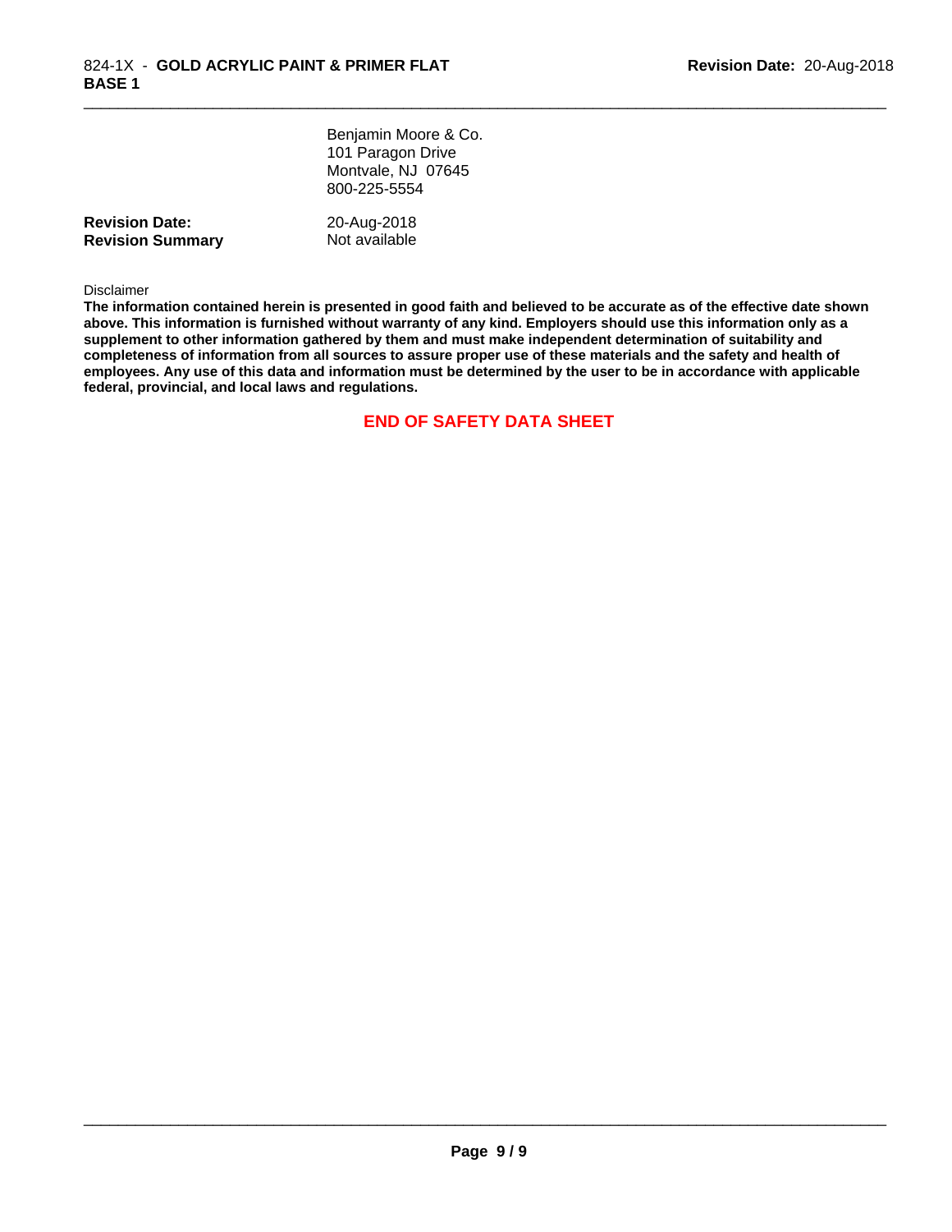Benjamin Moore & Co.
101 Paragon Drive
Montvale, NJ 07645
800-225-5554

| | |
|---|---|
| **Revision Date:** | 20-Aug-2018 |
| **Revision Summary** | Not available |

Disclaimer

**The information contained herein is presented in good faith and believed to be accurate as of the effective date shown above. This information is furnished without warranty of any kind. Employers should use this information only as a supplement to other information gathered by them and must make independent determination of suitability and completeness of information from all sources to assure proper use of these materials and the safety and health of employees. Any use of this data and information must be determined by the user to be in accordance with applicable federal, provincial, and local laws and regulations.**

**END OF SAFETY DATA SHEET**